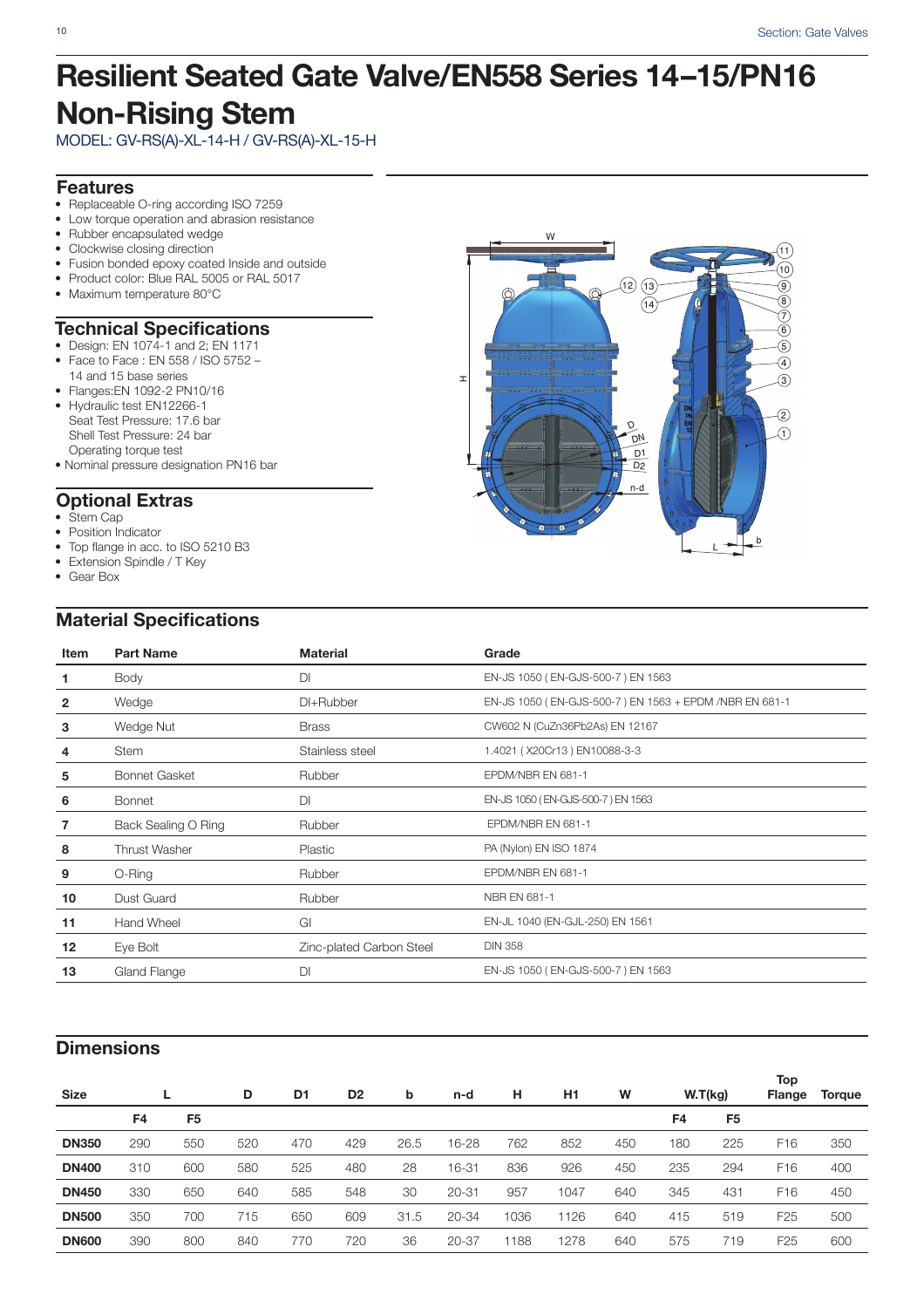# Resilient Seated Gate Valve/EN558 Series 14–15/PN16 Non-Rising Stem

MODEL: GV-RS(A)-XL-14-H / GV-RS(A)-XL-15-H

## Features

- Replaceable O-ring according ISO 7259
- Low torque operation and abrasion resistance
- Rubber encapsulated wedge
- Clockwise closing direction
- Fusion bonded epoxy coated Inside and outside
- Product color: Blue RAL 5005 or RAL 5017
- Maximum temperature 80°C

## Technical Specifications

- Design: EN 1074-1 and 2; EN 1171
- Face to Face : EN 558 / ISO 5752 – 14 and 15 base series
- Flanges:EN 1092-2 PN10/16
- Hydraulic test EN12266-1
  Seat Test Pressure: 17.6 bar
  Shell Test Pressure: 24 bar
  Operating torque test
- Nominal pressure designation PN16 bar

## Optional Extras

- Stem Cap
- Position Indicator
- Top flange in acc. to ISO 5210 B3
- Extension Spindle / T Key
- Gear Box

## Material Specifications

| Item | Part Name | Material | Grade |
|---|---|---|---|
| 1 | Body | DI | EN-JS 1050 ( EN-GJS-500-7 ) EN 1563 |
| 2 | Wedge | DI+Rubber | EN-JS 1050 ( EN-GJS-500-7 ) EN 1563 + EPDM /NBR EN 681-1 |
| 3 | Wedge Nut | Brass | CW602 N (CuZn36Pb2As) EN 12167 |
| 4 | Stem | Stainless steel | 1.4021 ( X20Cr13 ) EN10088-3-3 |
| 5 | Bonnet Gasket | Rubber | EPDM/NBR EN 681-1 |
| 6 | Bonnet | DI | EN-JS 1050 ( EN-GJS-500-7 ) EN 1563 |
| 7 | Back Sealing O Ring | Rubber | EPDM/NBR EN 681-1 |
| 8 | Thrust Washer | Plastic | PA (Nylon) EN ISO 1874 |
| 9 | O-Ring | Rubber | EPDM/NBR EN 681-1 |
| 10 | Dust Guard | Rubber | NBR EN 681-1 |
| 11 | Hand Wheel | GI | EN-JL 1040 (EN-GJL-250) EN 1561 |
| 12 | Eye Bolt | Zinc-plated Carbon Steel | DIN 358 |
| 13 | Gland Flange | DI | EN-JS 1050 ( EN-GJS-500-7 ) EN 1563 |

## Dimensions

| Size | L | | D | D1 | D2 | b | n-d | H | H1 | W | W.T(kg) | | Top Flange | Torque |
|---|---|---|---|---|---|---|---|---|---|---|---|---|---|---|
| | F4 | F5 | | | | | | | | | F4 | F5 | | |
| DN350 | 290 | 550 | 520 | 470 | 429 | 26.5 | 16-28 | 762 | 852 | 450 | 180 | 225 | F16 | 350 |
| DN400 | 310 | 600 | 580 | 525 | 480 | 28 | 16-31 | 836 | 926 | 450 | 235 | 294 | F16 | 400 |
| DN450 | 330 | 650 | 640 | 585 | 548 | 30 | 20-31 | 957 | 1047 | 640 | 345 | 431 | F16 | 450 |
| DN500 | 350 | 700 | 715 | 650 | 609 | 31.5 | 20-34 | 1036 | 1126 | 640 | 415 | 519 | F25 | 500 |
| DN600 | 390 | 800 | 840 | 770 | 720 | 36 | 20-37 | 1188 | 1278 | 640 | 575 | 719 | F25 | 600 |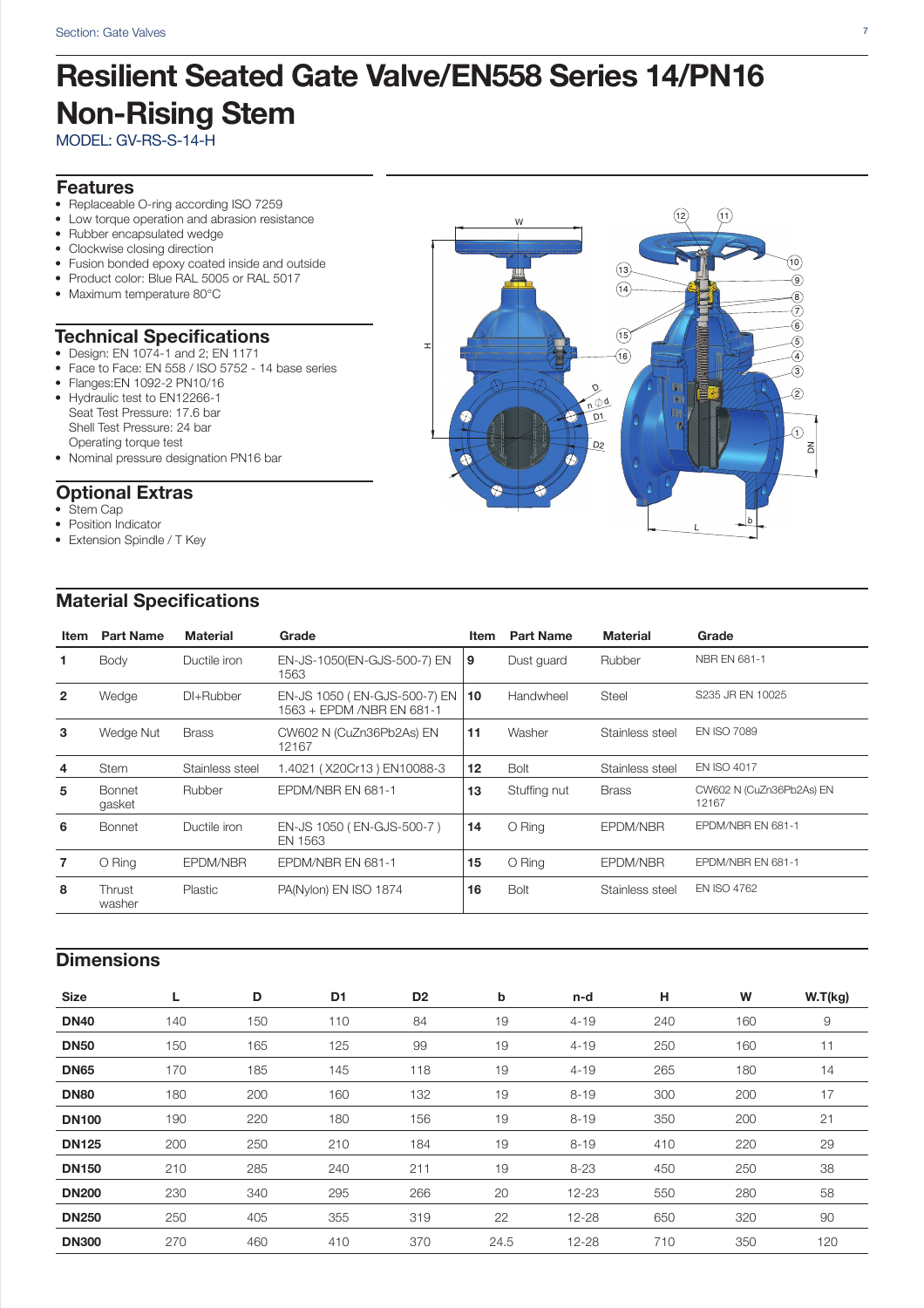# Resilient Seated Gate Valve/EN558 Series 14/PN16 Non-Rising Stem

MODEL: GV-RS-S-14-H

## Features

- Replaceable O-ring according ISO 7259
- Low torque operation and abrasion resistance
- Rubber encapsulated wedge
- Clockwise closing direction
- Fusion bonded epoxy coated inside and outside
- Product color: Blue RAL 5005 or RAL 5017
- Maximum temperature 80°C

## Technical Specifications

- Design: EN 1074-1 and 2; EN 1171
- Face to Face: EN 558 / ISO 5752 - 14 base series
- Flanges:EN 1092-2 PN10/16
- Hydraulic test to EN12266-1
  Seat Test Pressure: 17.6 bar
  Shell Test Pressure: 24 bar
  Operating torque test
- Nominal pressure designation PN16 bar

## Optional Extras

- Stem Cap
- Position Indicator
- Extension Spindle / T Key

## Material Specifications

| Item | Part Name | Material | Grade | Item | Part Name | Material | Grade |
|---|---|---|---|---|---|---|---|
| 1 | Body | Ductile iron | EN-JS-1050(EN-GJS-500-7) EN 1563 | 9 | Dust guard | Rubber | NBR EN 681-1 |
| 2 | Wedge | DI+Rubber | EN-JS 1050 ( EN-GJS-500-7) EN 1563 + EPDM /NBR EN 681-1 | 10 | Handwheel | Steel | S235 JR EN 10025 |
| 3 | Wedge Nut | Brass | CW602 N (CuZn36Pb2As) EN 12167 | 11 | Washer | Stainless steel | EN ISO 7089 |
| 4 | Stem | Stainless steel | 1.4021 ( X20Cr13 ) EN10088-3 | 12 | Bolt | Stainless steel | EN ISO 4017 |
| 5 | Bonnet gasket | Rubber | EPDM/NBR EN 681-1 | 13 | Stuffing nut | Brass | CW602 N (CuZn36Pb2As) EN 12167 |
| 6 | Bonnet | Ductile iron | EN-JS 1050 ( EN-GJS-500-7 ) EN 1563 | 14 | O Ring | EPDM/NBR | EPDM/NBR EN 681-1 |
| 7 | O Ring | EPDM/NBR | EPDM/NBR EN 681-1 | 15 | O Ring | EPDM/NBR | EPDM/NBR EN 681-1 |
| 8 | Thrust washer | Plastic | PA(Nylon) EN ISO 1874 | 16 | Bolt | Stainless steel | EN ISO 4762 |

## Dimensions

| Size | L | D | D1 | D2 | b | n-d | H | W | W.T(kg) |
|---|---|---|---|---|---|---|---|---|---|
| DN40 | 140 | 150 | 110 | 84 | 19 | 4-19 | 240 | 160 | 9 |
| DN50 | 150 | 165 | 125 | 99 | 19 | 4-19 | 250 | 160 | 11 |
| DN65 | 170 | 185 | 145 | 118 | 19 | 4-19 | 265 | 180 | 14 |
| DN80 | 180 | 200 | 160 | 132 | 19 | 8-19 | 300 | 200 | 17 |
| DN100 | 190 | 220 | 180 | 156 | 19 | 8-19 | 350 | 200 | 21 |
| DN125 | 200 | 250 | 210 | 184 | 19 | 8-19 | 410 | 220 | 29 |
| DN150 | 210 | 285 | 240 | 211 | 19 | 8-23 | 450 | 250 | 38 |
| DN200 | 230 | 340 | 295 | 266 | 20 | 12-23 | 550 | 280 | 58 |
| DN250 | 250 | 405 | 355 | 319 | 22 | 12-28 | 650 | 320 | 90 |
| DN300 | 270 | 460 | 410 | 370 | 24.5 | 12-28 | 710 | 350 | 120 |